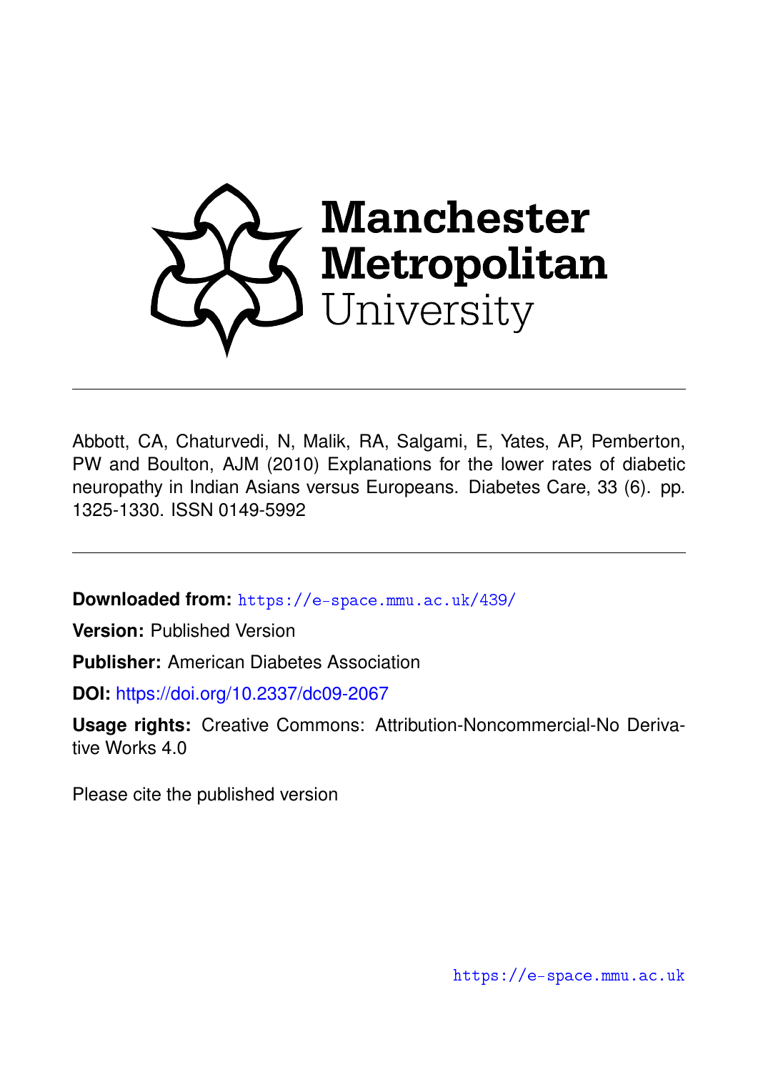Manchester Metropolitan University

---

Abbott, CA, Chaturvedi, N, Malik, RA, Salgami, E, Yates, AP, Pemberton, PW and Boulton, AJM (2010) Explanations for the lower rates of diabetic neuropathy in Indian Asians versus Europeans. Diabetes Care, 33 (6). pp. 1325-1330. ISSN 0149-5992

---

**Downloaded from:** https://e-space.mmu.ac.uk/439/

**Version:** Published Version

**Publisher:** American Diabetes Association

**DOI:** https://doi.org/10.2337/dc09-2067

**Usage rights:** Creative Commons: Attribution-Noncommercial-No Derivative Works 4.0

Please cite the published version

https://e-space.mmu.ac.uk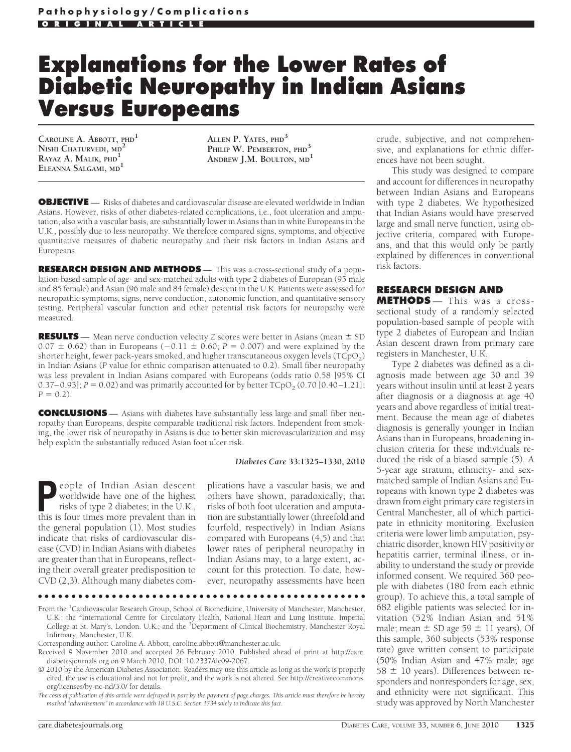Pathophysiology/Complications

ORIGINAL ARTICLE

# Explanations for the Lower Rates of Diabetic Neuropathy in Indian Asians Versus Europeans

CAROLINE A. ABBOTT, PHD[1]
NISHI CHATURVEDI, MD[2]
RAYAZ A. MALIK, PHD[1]
ELEANNA SALGAMI, MD[1]
ALLEN P. YATES, PHD[3]
PHILIP W. PEMBERTON, PHD[3]
ANDREW J.M. BOULTON, MD[1]

**OBJECTIVE** — Risks of diabetes and cardiovascular disease are elevated worldwide in Indian Asians. However, risks of other diabetes-related complications, i.e., foot ulceration and amputation, also with a vascular basis, are substantially lower in Asians than in white Europeans in the U.K., possibly due to less neuropathy. We therefore compared signs, symptoms, and objective quantitative measures of diabetic neuropathy and their risk factors in Indian Asians and Europeans.

**RESEARCH DESIGN AND METHODS** — This was a cross-sectional study of a population-based sample of age- and sex-matched adults with type 2 diabetes of European (95 male and 85 female) and Asian (96 male and 84 female) descent in the U.K. Patients were assessed for neuropathic symptoms, signs, nerve conduction, autonomic function, and quantitative sensory testing. Peripheral vascular function and other potential risk factors for neuropathy were measured.

**RESULTS** — Mean nerve conduction velocity *Z* scores were better in Asians (mean ± SD 0.07 ± 0.62) than in Europeans (−0.11 ± 0.60; $P = 0.007$) and were explained by the shorter height, fewer pack-years smoked, and higher transcutaneous oxygen levels ($TCpO_2$) in Indian Asians ($P$ value for ethnic comparison attenuated to 0.2). Small fiber neuropathy was less prevalent in Indian Asians compared with Europeans (odds ratio 0.58 [95% CI 0.37–0.93]; $P = 0.02$) and was primarily accounted for by better $TCpO_2$ (0.70 [0.40–1.21]; $P = 0.2$).

**CONCLUSIONS** — Asians with diabetes have substantially less large and small fiber neuropathy than Europeans, despite comparable traditional risk factors. Independent from smoking, the lower risk of neuropathy in Asians is due to better skin microvascularization and may help explain the substantially reduced Asian foot ulcer risk.

*Diabetes Care* **33:1325–1330, 2010**

People of Indian Asian descent worldwide have one of the highest risks of type 2 diabetes; in the U.K., this is four times more prevalent than in the general population (1). Most studies indicate that risks of cardiovascular disease (CVD) in Indian Asians with diabetes are greater than that in Europeans, reflecting their overall greater predisposition to CVD (2,3). Although many diabetes complications have a vascular basis, we and others have shown, paradoxically, that risks of both foot ulceration and amputation are substantially lower (threefold and fourfold, respectively) in Indian Asians compared with Europeans (4,5) and that lower rates of peripheral neuropathy in Indian Asians may, to a large extent, account for this protection. To date, however, neuropathy assessments have been crude, subjective, and not comprehensive, and explanations for ethnic differences have not been sought.

This study was designed to compare and account for differences in neuropathy between Indian Asians and Europeans with type 2 diabetes. We hypothesized that Indian Asians would have preserved large and small nerve function, using objective criteria, compared with Europeans, and that this would only be partly explained by differences in conventional risk factors.

## RESEARCH DESIGN AND METHODS

This was a cross-sectional study of a randomly selected population-based sample of people with type 2 diabetes of European and Indian Asian descent drawn from primary care registers in Manchester, U.K.

Type 2 diabetes was defined as a diagnosis made between age 30 and 39 years without insulin until at least 2 years after diagnosis or a diagnosis at age 40 years and above regardless of initial treatment. Because the mean age of diabetes diagnosis is generally younger in Indian Asians than in Europeans, broadening inclusion criteria for these individuals reduced the risk of a biased sample (5). A 5-year age stratum, ethnicity- and sex-matched sample of Indian Asians and Europeans with known type 2 diabetes was drawn from eight primary care registers in Central Manchester, all of which participate in ethnicity monitoring. Exclusion criteria were lower limb amputation, psychiatric disorder, known HIV positivity or hepatitis carrier, terminal illness, or inability to understand the study or provide informed consent. We required 360 people with diabetes (180 from each ethnic group). To achieve this, a total sample of 682 eligible patients was selected for invitation (52% Indian Asian and 51% male; mean ± SD age 59 ± 11 years). Of this sample, 360 subjects (53% response rate) gave written consent to participate (50% Indian Asian and 47% male; age 58 ± 10 years). Differences between responders and nonresponders for age, sex, and ethnicity were not significant. This study was approved by North Manchester

From the [1]Cardiovascular Research Group, School of Biomedicine, University of Manchester, Manchester, U.K.; the [2]International Centre for Circulatory Health, National Heart and Lung Institute, Imperial College at St. Mary's, London. U.K.; and the [3]Department of Clinical Biochemistry, Manchester Royal Infirmary, Manchester, U.K.

Corresponding author: Caroline A. Abbott, caroline.abbott@manchester.ac.uk.

Received 9 November 2010 and accepted 26 February 2010. Published ahead of print at http://care.diabetesjournals.org on 9 March 2010. DOI: 10.2337/dc09-2067.

© 2010 by the American Diabetes Association. Readers may use this article as long as the work is properly cited, the use is educational and not for profit, and the work is not altered. See http://creativecommons.org/licenses/by-nc-nd/3.0/ for details.

*The costs of publication of this article were defrayed in part by the payment of page charges. This article must therefore be hereby marked "advertisement" in accordance with 18 U.S.C. Section 1734 solely to indicate this fact.*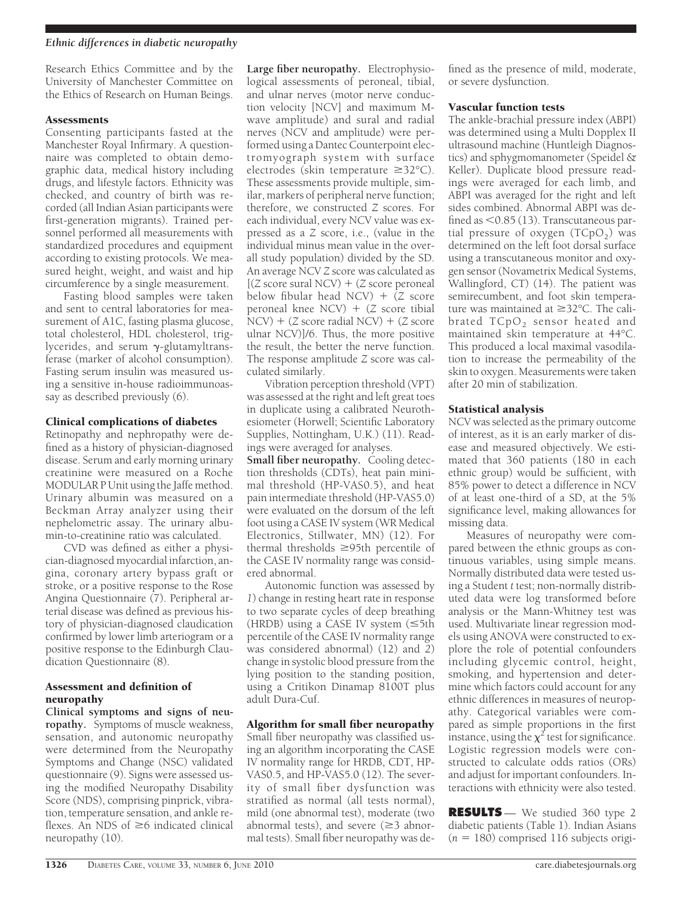Research Ethics Committee and by the University of Manchester Committee on the Ethics of Research on Human Beings.

### Assessments

Consenting participants fasted at the Manchester Royal Infirmary. A questionnaire was completed to obtain demographic data, medical history including drugs, and lifestyle factors. Ethnicity was checked, and country of birth was recorded (all Indian Asian participants were first-generation migrants). Trained personnel performed all measurements with standardized procedures and equipment according to existing protocols. We measured height, weight, and waist and hip circumference by a single measurement.

Fasting blood samples were taken and sent to central laboratories for measurement of A1C, fasting plasma glucose, total cholesterol, HDL cholesterol, triglycerides, and serum γ-glutamyltransferase (marker of alcohol consumption). Fasting serum insulin was measured using a sensitive in-house radioimmunoassay as described previously (6).

### Clinical complications of diabetes

Retinopathy and nephropathy were defined as a history of physician-diagnosed disease. Serum and early morning urinary creatinine were measured on a Roche MODULAR P Unit using the Jaffe method. Urinary albumin was measured on a Beckman Array analyzer using their nephelometric assay. The urinary albumin-to-creatinine ratio was calculated.

CVD was defined as either a physician-diagnosed myocardial infarction, angina, coronary artery bypass graft or stroke, or a positive response to the Rose Angina Questionnaire (7). Peripheral arterial disease was defined as previous history of physician-diagnosed claudication confirmed by lower limb arteriogram or a positive response to the Edinburgh Claudication Questionnaire (8).

### Assessment and definition of neuropathy

**Clinical symptoms and signs of neuropathy.** Symptoms of muscle weakness, sensation, and autonomic neuropathy were determined from the Neuropathy Symptoms and Change (NSC) validated questionnaire (9). Signs were assessed using the modified Neuropathy Disability Score (NDS), comprising pinprick, vibration, temperature sensation, and ankle reflexes. An NDS of ≥6 indicated clinical neuropathy (10).

**Large fiber neuropathy.** Electrophysiological assessments of peroneal, tibial, and ulnar nerves (motor nerve conduction velocity [NCV] and maximum M-wave amplitude) and sural and radial nerves (NCV and amplitude) were performed using a Dantec Counterpoint electromyograph system with surface electrodes (skin temperature ≥32°C). These assessments provide multiple, similar, markers of peripheral nerve function; therefore, we constructed *Z* scores. For each individual, every NCV value was expressed as a *Z* score, i.e., (value in the individual minus mean value in the overall study population) divided by the SD. An average NCV *Z* score was calculated as [(*Z* score sural NCV) + (*Z* score peroneal below fibular head NCV) + (*Z* score peroneal knee NCV) + (*Z* score tibial NCV) + (*Z* score radial NCV) + (*Z* score ulnar NCV)]/6. Thus, the more positive the result, the better the nerve function. The response amplitude *Z* score was calculated similarly.

Vibration perception threshold (VPT) was assessed at the right and left great toes in duplicate using a calibrated Neurothesiometer (Horwell; Scientific Laboratory Supplies, Nottingham, U.K.) (11). Readings were averaged for analyses.

**Small fiber neuropathy.** Cooling detection thresholds (CDTs), heat pain minimal threshold (HP-VAS0.5), and heat pain intermediate threshold (HP-VAS5.0) were evaluated on the dorsum of the left foot using a CASE IV system (WR Medical Electronics, Stillwater, MN) (12). For thermal thresholds ≥95th percentile of the CASE IV normality range was considered abnormal.

Autonomic function was assessed by *1*) change in resting heart rate in response to two separate cycles of deep breathing (HRDB) using a CASE IV system (≤5th percentile of the CASE IV normality range was considered abnormal) (12) and *2*) change in systolic blood pressure from the lying position to the standing position, using a Critikon Dinamap 8100T plus adult Dura-Cuf.

### Algorithm for small fiber neuropathy

Small fiber neuropathy was classified using an algorithm incorporating the CASE IV normality range for HRDB, CDT, HP-VAS0.5, and HP-VAS5.0 (12). The severity of small fiber dysfunction was stratified as normal (all tests normal), mild (one abnormal test), moderate (two abnormal tests), and severe (≥3 abnormal tests). Small fiber neuropathy was defined as the presence of mild, moderate, or severe dysfunction.

### Vascular function tests

The ankle-brachial pressure index (ABPI) was determined using a Multi Dopplex II ultrasound machine (Huntleigh Diagnostics) and sphygmomanometer (Speidel & Keller). Duplicate blood pressure readings were averaged for each limb, and ABPI was averaged for the right and left sides combined. Abnormal ABPI was defined as <0.85 (13). Transcutaneous partial pressure of oxygen ($TCpO_2$) was determined on the left foot dorsal surface using a transcutaneous monitor and oxygen sensor (Novametrix Medical Systems, Wallingford, CT) (14). The patient was semirecumbent, and foot skin temperature was maintained at ≥32°C. The calibrated $TCpO_2$ sensor heated and maintained skin temperature at 44°C. This produced a local maximal vasodilation to increase the permeability of the skin to oxygen. Measurements were taken after 20 min of stabilization.

### Statistical analysis

NCV was selected as the primary outcome of interest, as it is an early marker of disease and measured objectively. We estimated that 360 patients (180 in each ethnic group) would be sufficient, with 85% power to detect a difference in NCV of at least one-third of a SD, at the 5% significance level, making allowances for missing data.

Measures of neuropathy were compared between the ethnic groups as continuous variables, using simple means. Normally distributed data were tested using a Student *t* test; non-normally distributed data were log transformed before analysis or the Mann-Whitney test was used. Multivariate linear regression models using ANOVA were constructed to explore the role of potential confounders including glycemic control, height, smoking, and hypertension and determine which factors could account for any ethnic differences in measures of neuropathy. Categorical variables were compared as simple proportions in the first instance, using the $\chi^2$ test for significance. Logistic regression models were constructed to calculate odds ratios (ORs) and adjust for important confounders. Interactions with ethnicity were also tested.

## RESULTS

We studied 360 type 2 diabetic patients (Table 1). Indian Asians ($n$ = 180) comprised 116 subjects origi-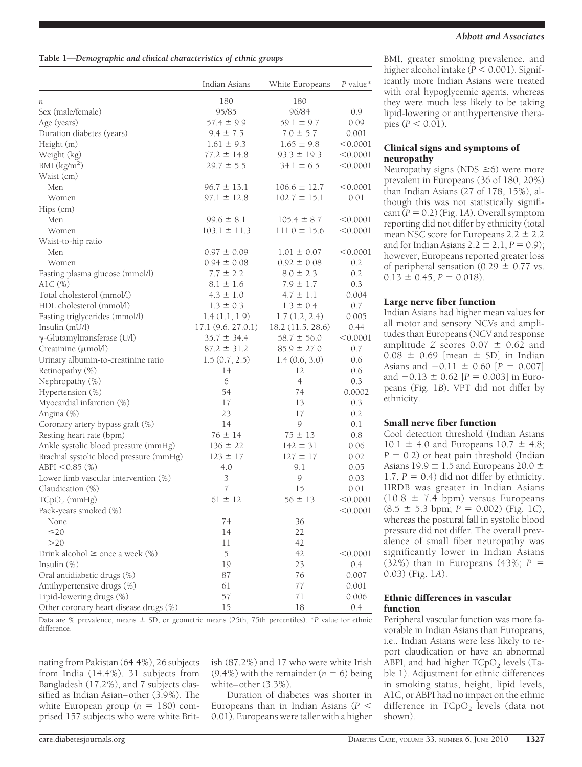**Table 1—Demographic and clinical characteristics of ethnic groups**

| | Indian Asians | White Europeans | P value* |
|---|---|---|---|
| n | 180 | 180 | |
| Sex (male/female) | 95/85 | 96/84 | 0.9 |
| Age (years) | 57.4 ± 9.9 | 59.1 ± 9.7 | 0.09 |
| Duration diabetes (years) | 9.4 ± 7.5 | 7.0 ± 5.7 | 0.001 |
| Height (m) | 1.61 ± 9.3 | 1.65 ± 9.8 | <0.0001 |
| Weight (kg) | 77.2 ± 14.8 | 93.3 ± 19.3 | <0.0001 |
| BMI (kg/m$^2$) | 29.7 ± 5.5 | 34.1 ± 6.5 | <0.0001 |
| Waist (cm) | | | |
| Men | 96.7 ± 13.1 | 106.6 ± 12.7 | <0.0001 |
| Women | 97.1 ± 12.8 | 102.7 ± 15.1 | 0.01 |
| Hips (cm) | | | |
| Men | 99.6 ± 8.1 | 105.4 ± 8.7 | <0.0001 |
| Women | 103.1 ± 11.3 | 111.0 ± 15.6 | <0.0001 |
| Waist-to-hip ratio | | | |
| Men | 0.97 ± 0.09 | 1.01 ± 0.07 | <0.0001 |
| Women | 0.94 ± 0.08 | 0.92 ± 0.08 | 0.2 |
| Fasting plasma glucose (mmol/l) | 7.7 ± 2.2 | 8.0 ± 2.3 | 0.2 |
| A1C (%) | 8.1 ± 1.6 | 7.9 ± 1.7 | 0.3 |
| Total cholesterol (mmol/l) | 4.3 ± 1.0 | 4.7 ± 1.1 | 0.004 |
| HDL cholesterol (mmol/l) | 1.3 ± 0.3 | 1.3 ± 0.4 | 0.7 |
| Fasting triglycerides (mmol/l) | 1.4 (1.1, 1.9) | 1.7 (1.2, 2.4) | 0.005 |
| Insulin (mU/l) | 17.1 (9.6, 27.0.1) | 18.2 (11.5, 28.6) | 0.44 |
| γ-Glutamyltransferase (U/l) | 35.7 ± 34.4 | 58.7 ± 56.0 | <0.0001 |
| Creatinine (μmol/l) | 87.2 ± 31.2 | 85.9 ± 27.0 | 0.7 |
| Urinary albumin-to-creatinine ratio | 1.5 (0.7, 2.5) | 1.4 (0.6, 3.0) | 0.6 |
| Retinopathy (%) | 14 | 12 | 0.6 |
| Nephropathy (%) | 6 | 4 | 0.3 |
| Hypertension (%) | 54 | 74 | 0.0002 |
| Myocardial infarction (%) | 17 | 13 | 0.3 |
| Angina (%) | 23 | 17 | 0.2 |
| Coronary artery bypass graft (%) | 14 | 9 | 0.1 |
| Resting heart rate (bpm) | 76 ± 14 | 75 ± 13 | 0.8 |
| Ankle systolic blood pressure (mmHg) | 136 ± 22 | 142 ± 31 | 0.06 |
| Brachial systolic blood pressure (mmHg) | 123 ± 17 | 127 ± 17 | 0.02 |
| ABPI <0.85 (%) | 4.0 | 9.1 | 0.05 |
| Lower limb vascular intervention (%) | 3 | 9 | 0.03 |
| Claudication (%) | 7 | 15 | 0.01 |
| $TCpO_2$ (mmHg) | 61 ± 12 | 56 ± 13 | <0.0001 |
| Pack-years smoked (%) | | | <0.0001 |
| None | 74 | 36 | |
| ≤20 | 14 | 22 | |
| >20 | 11 | 42 | |
| Drink alcohol ≥ once a week (%) | 5 | 42 | <0.0001 |
| Insulin (%) | 19 | 23 | 0.4 |
| Oral antidiabetic drugs (%) | 87 | 76 | 0.007 |
| Antihypertensive drugs (%) | 61 | 77 | 0.001 |
| Lipid-lowering drugs (%) | 57 | 71 | 0.006 |
| Other coronary heart disease drugs (%) | 15 | 18 | 0.4 |

Data are % prevalence, means ± SD, or geometric means (25th, 75th percentiles). *P value for ethnic difference.

nating from Pakistan (64.4%), 26 subjects from India (14.4%), 31 subjects from Bangladesh (17.2%), and 7 subjects classified as Indian Asian–other (3.9%). The white European group ($n$ = 180) comprised 157 subjects who were white British (87.2%) and 17 who were white Irish (9.4%) with the remainder ($n$ = 6) being white–other (3.3%).

Duration of diabetes was shorter in Europeans than in Indian Asians ($P$ < 0.01). Europeans were taller with a higher BMI, greater smoking prevalence, and higher alcohol intake ($P$ < 0.001). Significantly more Indian Asians were treated with oral hypoglycemic agents, whereas they were much less likely to be taking lipid-lowering or antihypertensive therapies ($P$ < 0.01).

### Clinical signs and symptoms of neuropathy

Neuropathy signs (NDS ≥6) were more prevalent in Europeans (36 of 180, 20%) than Indian Asians (27 of 178, 15%), although this was not statistically significant ($P$ = 0.2) (Fig. 1*A*). Overall symptom reporting did not differ by ethnicity (total mean NSC score for Europeans 2.2 ± 2.2 and for Indian Asians 2.2 ± 2.1, $P$ = 0.9); however, Europeans reported greater loss of peripheral sensation (0.29 ± 0.77 vs. 0.13 ± 0.45, $P$ = 0.018).

### Large nerve fiber function

Indian Asians had higher mean values for all motor and sensory NCVs and amplitudes than Europeans (NCV and response amplitude $Z$ scores 0.07 ± 0.62 and 0.08 ± 0.69 [mean ± SD] in Indian Asians and −0.11 ± 0.60 [$P$ = 0.007] and −0.13 ± 0.62 [$P$ = 0.003] in Europeans (Fig. 1*B*). VPT did not differ by ethnicity.

### Small nerve fiber function

Cool detection threshold (Indian Asians 10.1 ± 4.0 and Europeans 10.7 ± 4.8; $P$ = 0.2) or heat pain threshold (Indian Asians 19.9 ± 1.5 and Europeans 20.0 ± 1.7, $P$ = 0.4) did not differ by ethnicity. HRDB was greater in Indian Asians (10.8 ± 7.4 bpm) versus Europeans (8.5 ± 5.3 bpm; $P$ = 0.002) (Fig. 1*C*), whereas the postural fall in systolic blood pressure did not differ. The overall prevalence of small fiber neuropathy was significantly lower in Indian Asians (32%) than in Europeans (43%; $P$ = 0.03) (Fig. 1*A*).

### Ethnic differences in vascular function

Peripheral vascular function was more favorable in Indian Asians than Europeans, i.e., Indian Asians were less likely to report claudication or have an abnormal ABPI, and had higher $TCpO_2$ levels (Table 1). Adjustment for ethnic differences in smoking status, height, lipid levels, A1C, or ABPI had no impact on the ethnic difference in $TCpO_2$ levels (data not shown).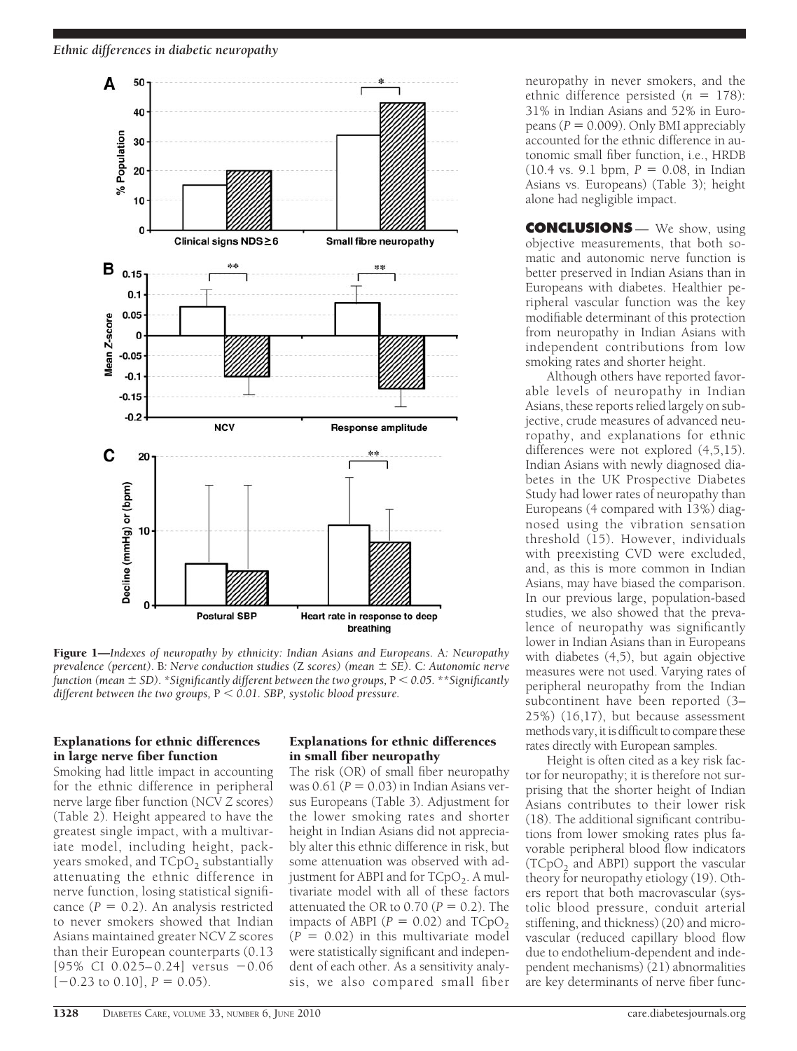Figure 1—*Indexes of neuropathy by ethnicity: Indian Asians and Europeans.* A: *Neuropathy prevalence (percent).* B: *Nerve conduction studies (Z scores) (mean ± SE).* C: *Autonomic nerve function (mean ± SD). *Significantly different between the two groups,* $P < 0.05$. ***Significantly different between the two groups,* $P < 0.01$. *SBP, systolic blood pressure.*

### Explanations for ethnic differences in large nerve fiber function

Smoking had little impact in accounting for the ethnic difference in peripheral nerve large fiber function (NCV *Z* scores) (Table 2). Height appeared to have the greatest single impact, with a multivariate model, including height, pack-years smoked, and $TCpO_2$ substantially attenuating the ethnic difference in nerve function, losing statistical significance ($P = 0.2$). An analysis restricted to never smokers showed that Indian Asians maintained greater NCV *Z* scores than their European counterparts (0.13 [95% CI 0.025–0.24] versus −0.06 [−0.23 to 0.10], $P = 0.05$).

### Explanations for ethnic differences in small fiber neuropathy

The risk (OR) of small fiber neuropathy was 0.61 ($P = 0.03$) in Indian Asians versus Europeans (Table 3). Adjustment for the lower smoking rates and shorter height in Indian Asians did not appreciably alter this ethnic difference in risk, but some attenuation was observed with adjustment for ABPI and for $TCpO_2$. A multivariate model with all of these factors attenuated the OR to 0.70 ($P = 0.2$). The impacts of ABPI ($P = 0.02$) and $TCpO_2$ ($P = 0.02$) in this multivariate model were statistically significant and independent of each other. As a sensitivity analysis, we also compared small fiber neuropathy in never smokers, and the ethnic difference persisted ($n = 178$): 31% in Indian Asians and 52% in Europeans ($P = 0.009$). Only BMI appreciably accounted for the ethnic difference in autonomic small fiber function, i.e., HRDB (10.4 vs. 9.1 bpm, $P = 0.08$, in Indian Asians vs. Europeans) (Table 3); height alone had negligible impact.

## CONCLUSIONS

We show, using objective measurements, that both somatic and autonomic nerve function is better preserved in Indian Asians than in Europeans with diabetes. Healthier peripheral vascular function was the key modifiable determinant of this protection from neuropathy in Indian Asians with independent contributions from low smoking rates and shorter height.

Although others have reported favorable levels of neuropathy in Indian Asians, these reports relied largely on subjective, crude measures of advanced neuropathy, and explanations for ethnic differences were not explored (4,5,15). Indian Asians with newly diagnosed diabetes in the UK Prospective Diabetes Study had lower rates of neuropathy than Europeans (4 compared with 13%) diagnosed using the vibration sensation threshold (15). However, individuals with preexisting CVD were excluded, and, as this is more common in Indian Asians, may have biased the comparison. In our previous large, population-based studies, we also showed that the prevalence of neuropathy was significantly lower in Indian Asians than in Europeans with diabetes (4,5), but again objective measures were not used. Varying rates of peripheral neuropathy from the Indian subcontinent have been reported (3–25%) (16,17), but because assessment methods vary, it is difficult to compare these rates directly with European samples.

Height is often cited as a key risk factor for neuropathy; it is therefore not surprising that the shorter height of Indian Asians contributes to their lower risk (18). The additional significant contributions from lower smoking rates plus favorable peripheral blood flow indicators ($TCpO_2$ and ABPI) support the vascular theory for neuropathy etiology (19). Others report that both macrovascular (systolic blood pressure, conduit arterial stiffening, and thickness) (20) and microvascular (reduced capillary blood flow due to endothelium-dependent and independent mechanisms) (21) abnormalities are key determinants of nerve fiber func-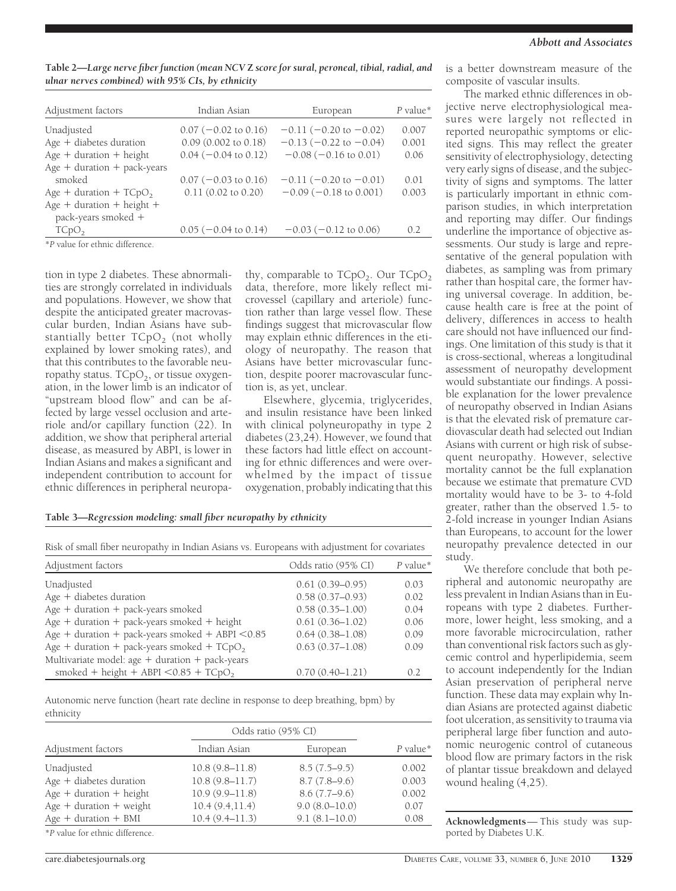**Table 2—Large nerve fiber function (mean NCV Z score for sural, peroneal, tibial, radial, and ulnar nerves combined) with 95% CIs, by ethnicity**

| Adjustment factors | Indian Asian | European | *P* value* |
|---|---|---|---|
| Unadjusted | 0.07 (−0.02 to 0.16) | −0.11 (−0.20 to −0.02) | 0.007 |
| Age + diabetes duration | 0.09 (0.002 to 0.18) | −0.13 (−0.22 to −0.04) | 0.001 |
| Age + duration + height | 0.04 (−0.04 to 0.12) | −0.08 (−0.16 to 0.01) | 0.06 |
| Age + duration + pack-years smoked | 0.07 (−0.03 to 0.16) | −0.11 (−0.20 to −0.01) | 0.01 |
| Age + duration + $TCpO_2$ | 0.11 (0.02 to 0.20) | −0.09 (−0.18 to 0.001) | 0.003 |
| Age + duration + height + pack-years smoked + $TCpO_2$ | 0.05 (−0.04 to 0.14) | −0.03 (−0.12 to 0.06) | 0.2 |

*P value for ethnic difference.

tion in type 2 diabetes. These abnormalities are strongly correlated in individuals and populations. However, we show that despite the anticipated greater macrovascular burden, Indian Asians have substantially better $TCpO_2$ (not wholly explained by lower smoking rates), and that this contributes to the favorable neuropathy status. $TCpO_2$, or tissue oxygenation, in the lower limb is an indicator of "upstream blood flow" and can be affected by large vessel occlusion and arteriole and/or capillary function (22). In addition, we show that peripheral arterial disease, as measured by ABPI, is lower in Indian Asians and makes a significant and independent contribution to account for ethnic differences in peripheral neuropathy, comparable to $TCpO_2$. Our $TCpO_2$ data, therefore, more likely reflect microvessel (capillary and arteriole) function rather than large vessel flow. These findings suggest that microvascular flow may explain ethnic differences in the etiology of neuropathy. The reason that Asians have better microvascular function, despite poorer macrovascular function is, as yet, unclear.

Elsewhere, glycemia, triglycerides, and insulin resistance have been linked with clinical polyneuropathy in type 2 diabetes (23,24). However, we found that these factors had little effect on accounting for ethnic differences and were overwhelmed by the impact of tissue oxygenation, probably indicating that this is a better downstream measure of the composite of vascular insults.

The marked ethnic differences in objective nerve electrophysiological measures were largely not reflected in reported neuropathic symptoms or elicited signs. This may reflect the greater sensitivity of electrophysiology, detecting very early signs of disease, and the subjectivity of signs and symptoms. The latter is particularly important in ethnic comparison studies, in which interpretation and reporting may differ. Our findings underline the importance of objective assessments. Our study is large and representative of the general population with diabetes, as sampling was from primary rather than hospital care, the former having universal coverage. In addition, because health care is free at the point of delivery, differences in access to health care should not have influenced our findings. One limitation of this study is that it is cross-sectional, whereas a longitudinal assessment of neuropathy development would substantiate our findings. A possible explanation for the lower prevalence of neuropathy observed in Indian Asians is that the elevated risk of premature cardiovascular death had selected out Indian Asians with current or high risk of subsequent neuropathy. However, selective mortality cannot be the full explanation because we estimate that premature CVD mortality would have to be 3- to 4-fold greater, rather than the observed 1.5- to 2-fold increase in younger Indian Asians than Europeans, to account for the lower neuropathy prevalence detected in our study.

We therefore conclude that both peripheral and autonomic neuropathy are less prevalent in Indian Asians than in Europeans with type 2 diabetes. Furthermore, lower height, less smoking, and a more favorable microcirculation, rather than conventional risk factors such as glycemic control and hyperlipidemia, seem to account independently for the Indian Asian preservation of peripheral nerve function. These data may explain why Indian Asians are protected against diabetic foot ulceration, as sensitivity to trauma via peripheral large fiber function and autonomic neurogenic control of cutaneous blood flow are primary factors in the risk of plantar tissue breakdown and delayed wound healing (4,25).

**Table 3—Regression modeling: small fiber neuropathy by ethnicity**

Risk of small fiber neuropathy in Indian Asians vs. Europeans with adjustment for covariates

| Adjustment factors | Odds ratio (95% CI) | *P* value* |
|---|---|---|
| Unadjusted | 0.61 (0.39–0.95) | 0.03 |
| Age + diabetes duration | 0.58 (0.37–0.93) | 0.02 |
| Age + duration + pack-years smoked | 0.58 (0.35–1.00) | 0.04 |
| Age + duration + pack-years smoked + height | 0.61 (0.36–1.02) | 0.06 |
| Age + duration + pack-years smoked + ABPI <0.85 | 0.64 (0.38–1.08) | 0.09 |
| Age + duration + pack-years smoked + $TCpO_2$ | 0.63 (0.37–1.08) | 0.09 |
| Multivariate model: age + duration + pack-years smoked + height + ABPI <0.85 + $TCpO_2$ | 0.70 (0.40–1.21) | 0.2 |

Autonomic nerve function (heart rate decline in response to deep breathing, bpm) by ethnicity

| | Odds ratio (95% CI) | | |
|---|---|---|---|
| Adjustment factors | Indian Asian | European | *P* value* |
| Unadjusted | 10.8 (9.8–11.8) | 8.5 (7.5–9.5) | 0.002 |
| Age + diabetes duration | 10.8 (9.8–11.7) | 8.7 (7.8–9.6) | 0.003 |
| Age + duration + height | 10.9 (9.9–11.8) | 8.6 (7.7–9.6) | 0.002 |
| Age + duration + weight | 10.4 (9.4,11.4) | 9.0 (8.0–10.0) | 0.07 |
| Age + duration + BMI | 10.4 (9.4–11.3) | 9.1 (8.1–10.0) | 0.08 |

*P value for ethnic difference.

**Acknowledgments**— This study was supported by Diabetes U.K.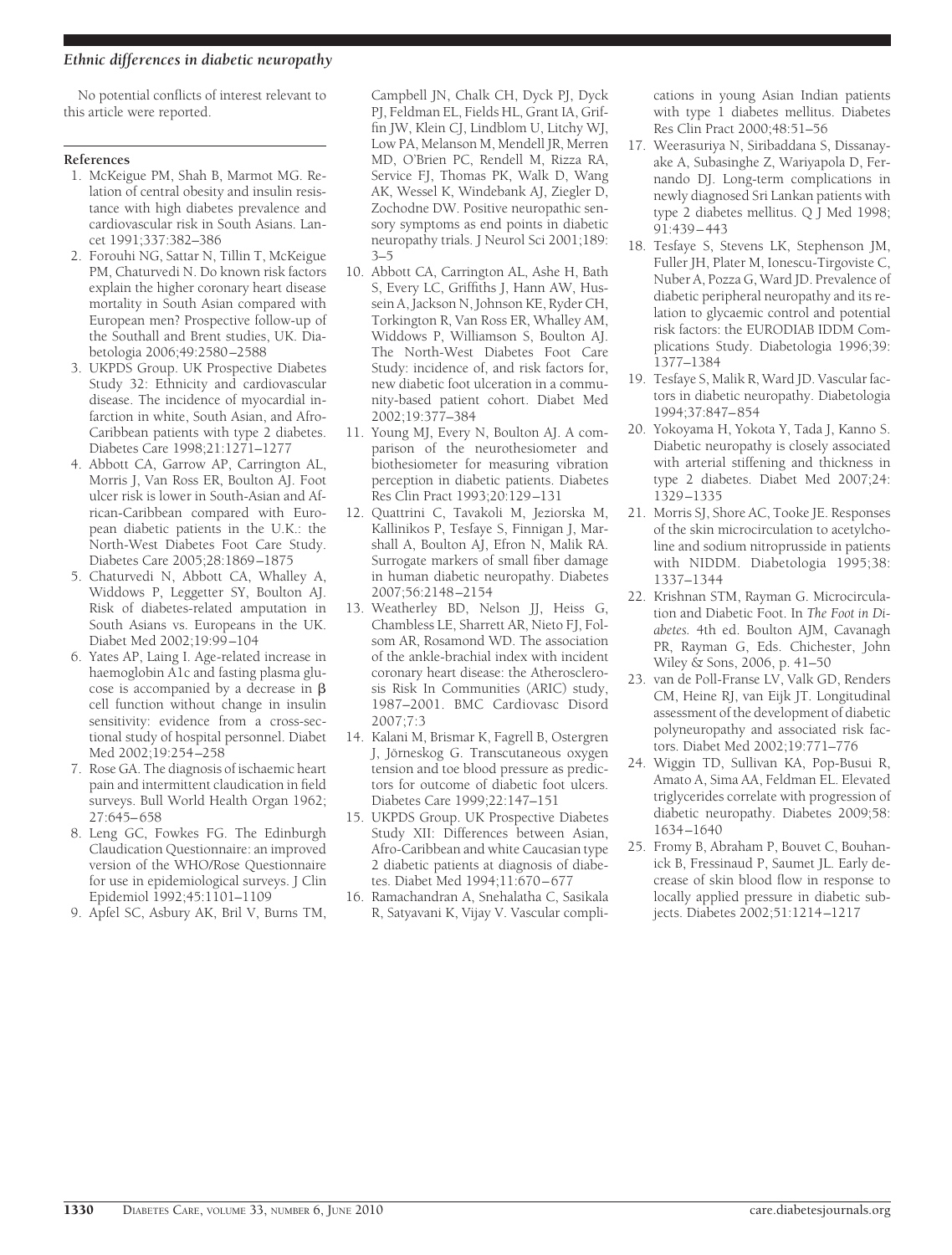No potential conflicts of interest relevant to this article were reported.

## References

1. McKeigue PM, Shah B, Marmot MG. Relation of central obesity and insulin resistance with high diabetes prevalence and cardiovascular risk in South Asians. Lancet 1991;337:382–386
2. Forouhi NG, Sattar N, Tillin T, McKeigue PM, Chaturvedi N. Do known risk factors explain the higher coronary heart disease mortality in South Asian compared with European men? Prospective follow-up of the Southall and Brent studies, UK. Diabetologia 2006;49:2580–2588
3. UKPDS Group. UK Prospective Diabetes Study 32: Ethnicity and cardiovascular disease. The incidence of myocardial infarction in white, South Asian, and Afro-Caribbean patients with type 2 diabetes. Diabetes Care 1998;21:1271–1277
4. Abbott CA, Garrow AP, Carrington AL, Morris J, Van Ross ER, Boulton AJ. Foot ulcer risk is lower in South-Asian and African-Caribbean compared with European diabetic patients in the U.K.: the North-West Diabetes Foot Care Study. Diabetes Care 2005;28:1869–1875
5. Chaturvedi N, Abbott CA, Whalley A, Widdows P, Leggetter SY, Boulton AJ. Risk of diabetes-related amputation in South Asians vs. Europeans in the UK. Diabet Med 2002;19:99–104
6. Yates AP, Laing I. Age-related increase in haemoglobin A1c and fasting plasma glucose is accompanied by a decrease in β cell function without change in insulin sensitivity: evidence from a cross-sectional study of hospital personnel. Diabet Med 2002;19:254–258
7. Rose GA. The diagnosis of ischaemic heart pain and intermittent claudication in field surveys. Bull World Health Organ 1962; 27:645–658
8. Leng GC, Fowkes FG. The Edinburgh Claudication Questionnaire: an improved version of the WHO/Rose Questionnaire for use in epidemiological surveys. J Clin Epidemiol 1992;45:1101–1109
9. Apfel SC, Asbury AK, Bril V, Burns TM, Campbell JN, Chalk CH, Dyck PJ, Dyck PJ, Feldman EL, Fields HL, Grant IA, Griffin JW, Klein CJ, Lindblom U, Litchy WJ, Low PA, Melanson M, Mendell JR, Merren MD, O'Brien PC, Rendell M, Rizza RA, Service FJ, Thomas PK, Walk D, Wang AK, Wessel K, Windebank AJ, Ziegler D, Zochodne DW. Positive neuropathic sensory symptoms as end points in diabetic neuropathy trials. J Neurol Sci 2001;189: 3–5
10. Abbott CA, Carrington AL, Ashe H, Bath S, Every LC, Griffiths J, Hann AW, Hussein A, Jackson N, Johnson KE, Ryder CH, Torkington R, Van Ross ER, Whalley AM, Widdows P, Williamson S, Boulton AJ. The North-West Diabetes Foot Care Study: incidence of, and risk factors for, new diabetic foot ulceration in a community-based patient cohort. Diabet Med 2002;19:377–384
11. Young MJ, Every N, Boulton AJ. A comparison of the neurothesiometer and biothesiometer for measuring vibration perception in diabetic patients. Diabetes Res Clin Pract 1993;20:129–131
12. Quattrini C, Tavakoli M, Jeziorska M, Kallinikos P, Tesfaye S, Finnigan J, Marshall A, Boulton AJ, Efron N, Malik RA. Surrogate markers of small fiber damage in human diabetic neuropathy. Diabetes 2007;56:2148–2154
13. Weatherley BD, Nelson JJ, Heiss G, Chambless LE, Sharrett AR, Nieto FJ, Folsom AR, Rosamond WD. The association of the ankle-brachial index with incident coronary heart disease: the Atherosclerosis Risk In Communities (ARIC) study, 1987–2001. BMC Cardiovasc Disord 2007;7:3
14. Kalani M, Brismar K, Fagrell B, Ostergren J, Jörneskog G. Transcutaneous oxygen tension and toe blood pressure as predictors for outcome of diabetic foot ulcers. Diabetes Care 1999;22:147–151
15. UKPDS Group. UK Prospective Diabetes Study XII: Differences between Asian, Afro-Caribbean and white Caucasian type 2 diabetic patients at diagnosis of diabetes. Diabet Med 1994;11:670–677
16. Ramachandran A, Snehalatha C, Sasikala R, Satyavani K, Vijay V. Vascular complications in young Asian Indian patients with type 1 diabetes mellitus. Diabetes Res Clin Pract 2000;48:51–56
17. Weerasuriya N, Siribaddana S, Dissanayake A, Subasinghe Z, Wariyapola D, Fernando DJ. Long-term complications in newly diagnosed Sri Lankan patients with type 2 diabetes mellitus. Q J Med 1998; 91:439–443
18. Tesfaye S, Stevens LK, Stephenson JM, Fuller JH, Plater M, Ionescu-Tirgoviste C, Nuber A, Pozza G, Ward JD. Prevalence of diabetic peripheral neuropathy and its relation to glycaemic control and potential risk factors: the EURODIAB IDDM Complications Study. Diabetologia 1996;39: 1377–1384
19. Tesfaye S, Malik R, Ward JD. Vascular factors in diabetic neuropathy. Diabetologia 1994;37:847–854
20. Yokoyama H, Yokota Y, Tada J, Kanno S. Diabetic neuropathy is closely associated with arterial stiffening and thickness in type 2 diabetes. Diabet Med 2007;24: 1329–1335
21. Morris SJ, Shore AC, Tooke JE. Responses of the skin microcirculation to acetylcholine and sodium nitroprusside in patients with NIDDM. Diabetologia 1995;38: 1337–1344
22. Krishnan STM, Rayman G. Microcirculation and Diabetic Foot. In *The Foot in Diabetes.* 4th ed. Boulton AJM, Cavanagh PR, Rayman G, Eds. Chichester, John Wiley & Sons, 2006, p. 41–50
23. van de Poll-Franse LV, Valk GD, Renders CM, Heine RJ, van Eijk JT. Longitudinal assessment of the development of diabetic polyneuropathy and associated risk factors. Diabet Med 2002;19:771–776
24. Wiggin TD, Sullivan KA, Pop-Busui R, Amato A, Sima AA, Feldman EL. Elevated triglycerides correlate with progression of diabetic neuropathy. Diabetes 2009;58: 1634–1640
25. Fromy B, Abraham P, Bouvet C, Bouhanick B, Fressinaud P, Saumet JL. Early decrease of skin blood flow in response to locally applied pressure in diabetic subjects. Diabetes 2002;51:1214–1217